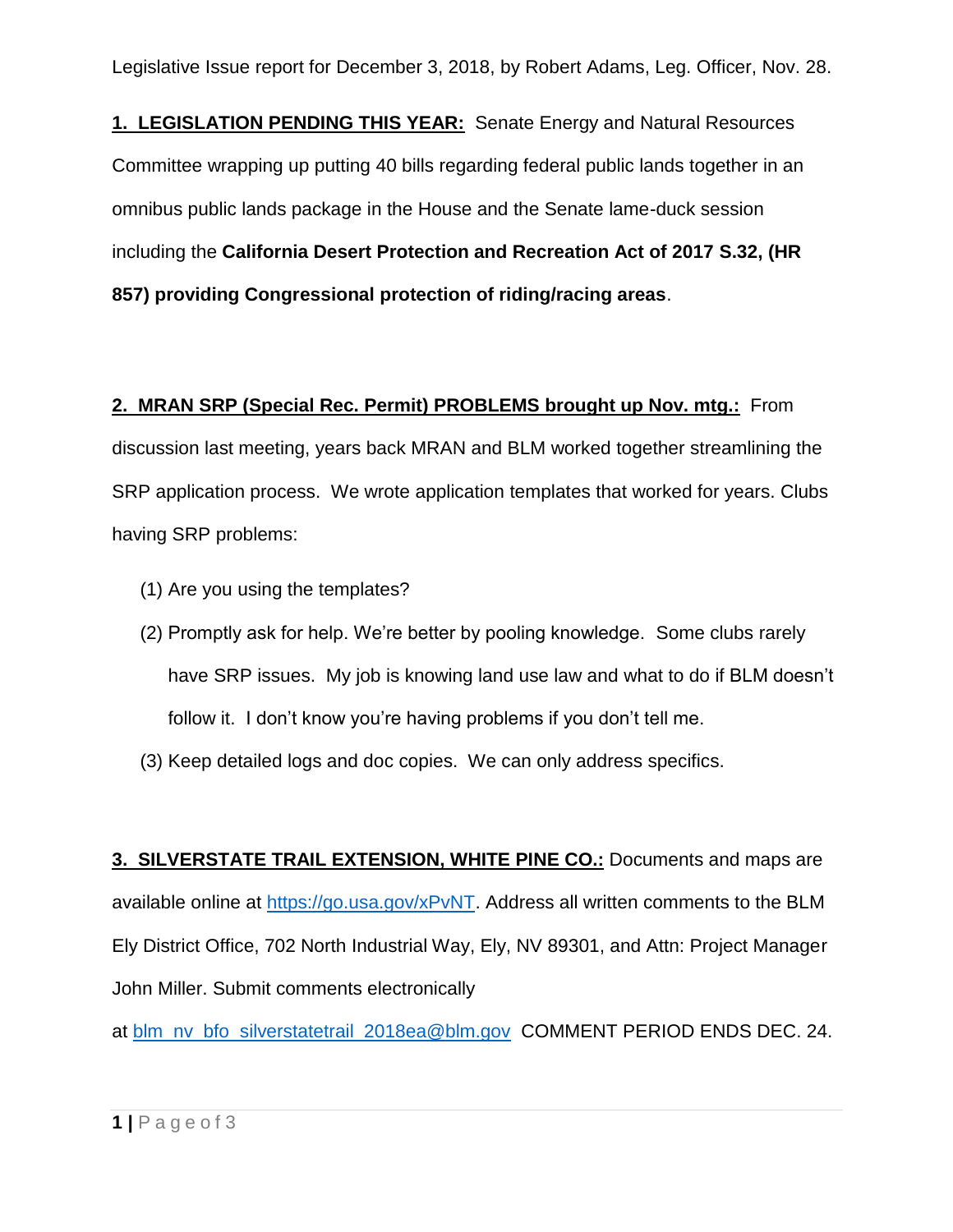Legislative Issue report for December 3, 2018, by Robert Adams, Leg. Officer, Nov. 28.

**1. LEGISLATION PENDING THIS YEAR:** Senate Energy and Natural Resources Committee wrapping up putting 40 bills regarding federal public lands together in an omnibus public lands package in the House and the Senate lame-duck session including the **California Desert Protection and Recreation Act of 2017 S.32, (HR 857) providing Congressional protection of riding/racing areas**.

**2. MRAN SRP (Special Rec. Permit) PROBLEMS brought up Nov. mtg.:** From discussion last meeting, years back MRAN and BLM worked together streamlining the SRP application process. We wrote application templates that worked for years. Clubs having SRP problems:

(1) Are you using the templates?

(2) Promptly ask for help. We're better by pooling knowledge. Some clubs rarely have SRP issues. My job is knowing land use law and what to do if BLM doesn't follow it. I don't know you're having problems if you don't tell me.

(3) Keep detailed logs and doc copies. We can only address specifics.

**3. SILVERSTATE TRAIL EXTENSION, WHITE PINE CO.:** Documents and maps are available online at [https://go.usa.gov/xPvNT](https://go.usa.gov/xPvNT). Address all written comments to the BLM Ely District Office, 702 North Industrial Way, Ely, NV 89301, and Attn: Project Manager John Miller. Submit comments electronically at blm_nv_bfo_silverstatetrail_2018ea@blm.gov COMMENT PERIOD ENDS DEC. 24.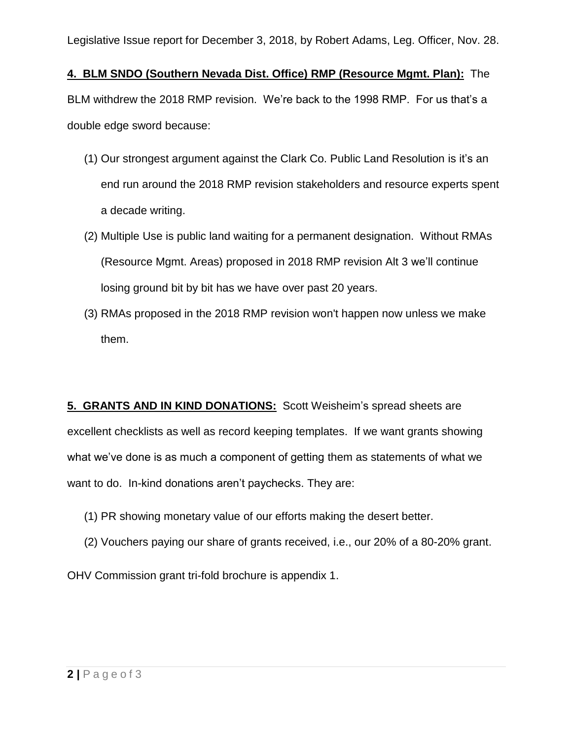**4. BLM SNDO (Southern Nevada Dist. Office) RMP (Resource Mgmt. Plan):** The BLM withdrew the 2018 RMP revision. We're back to the 1998 RMP. For us that's a double edge sword because:

(1) Our strongest argument against the Clark Co. Public Land Resolution is it's an end run around the 2018 RMP revision stakeholders and resource experts spent a decade writing.

(2) Multiple Use is public land waiting for a permanent designation. Without RMAs (Resource Mgmt. Areas) proposed in 2018 RMP revision Alt 3 we'll continue losing ground bit by bit has we have over past 20 years.

(3) RMAs proposed in the 2018 RMP revision won't happen now unless we make them.

**5. GRANTS AND IN KIND DONATIONS:** Scott Weisheim's spread sheets are excellent checklists as well as record keeping templates. If we want grants showing what we've done is as much a component of getting them as statements of what we want to do. In-kind donations aren't paychecks. They are:

(1) PR showing monetary value of our efforts making the desert better.

(2) Vouchers paying our share of grants received, i.e., our 20% of a 80-20% grant.

OHV Commission grant tri-fold brochure is appendix 1.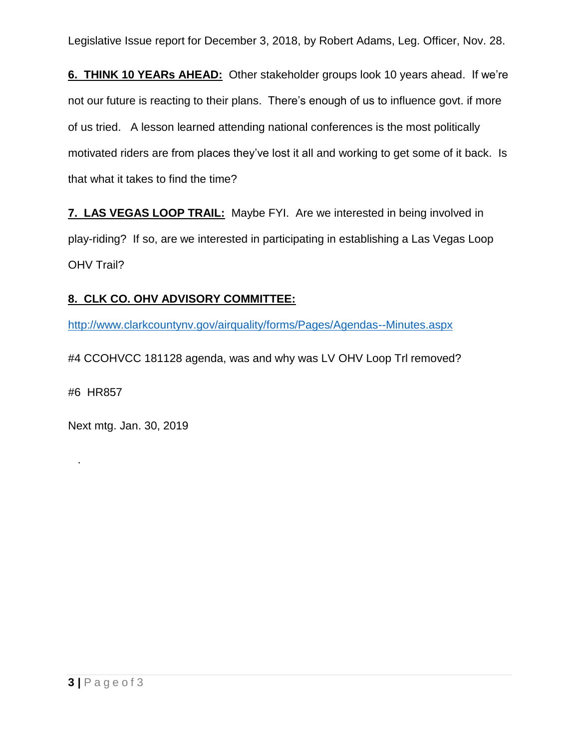Legislative Issue report for December 3, 2018, by Robert Adams, Leg. Officer, Nov. 28.

**6. THINK 10 YEARs AHEAD:** Other stakeholder groups look 10 years ahead. If we're not our future is reacting to their plans. There's enough of us to influence govt. if more of us tried. A lesson learned attending national conferences is the most politically motivated riders are from places they've lost it all and working to get some of it back. Is that what it takes to find the time?

**7. LAS VEGAS LOOP TRAIL:** Maybe FYI. Are we interested in being involved in play-riding? If so, are we interested in participating in establishing a Las Vegas Loop OHV Trail?

**8. CLK CO. OHV ADVISORY COMMITTEE:**

http://www.clarkcountynv.gov/airquality/forms/Pages/Agendas--Minutes.aspx

#4 CCOHVCC 181128 agenda, was and why was LV OHV Loop Trl removed?

#6 HR857

Next mtg. Jan. 30, 2019

.